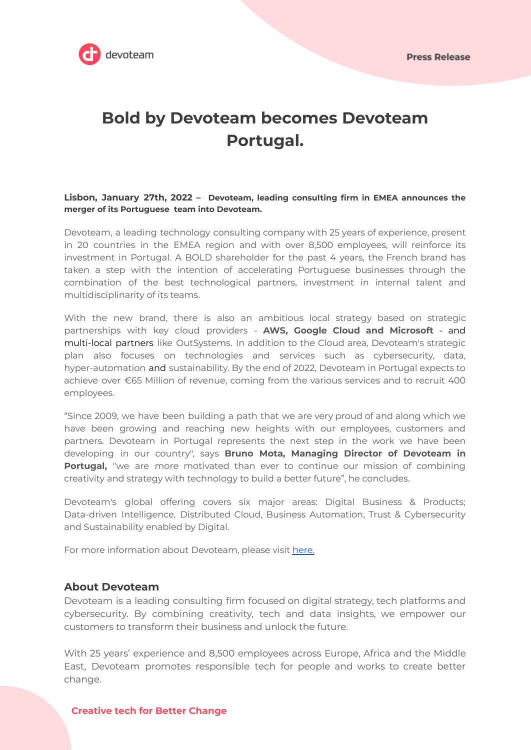Press Release

# Bold by Devoteam becomes Devoteam Portugal.

**Lisbon, January 27th, 2022 – Devoteam, leading consulting firm in EMEA announces the merger of its Portuguese team into Devoteam.**

Devoteam, a leading technology consulting company with 25 years of experience, present in 20 countries in the EMEA region and with over 8,500 employees, will reinforce its investment in Portugal. A BOLD shareholder for the past 4 years, the French brand has taken a step with the intention of accelerating Portuguese businesses through the combination of the best technological partners, investment in internal talent and multidisciplinarity of its teams.

With the new brand, there is also an ambitious local strategy based on strategic partnerships with key cloud providers - **AWS, Google Cloud and Microsoft** - and multi-local partners like OutSystems. In addition to the Cloud area, Devoteam's strategic plan also focuses on technologies and services such as cybersecurity, data, hyper-automation and sustainability. By the end of 2022, Devoteam in Portugal expects to achieve over €65 Million of revenue, coming from the various services and to recruit 400 employees.

"Since 2009, we have been building a path that we are very proud of and along which we have been growing and reaching new heights with our employees, customers and partners. Devoteam in Portugal represents the next step in the work we have been developing in our country", says **Bruno Mota, Managing Director of Devoteam in Portugal,** "we are more motivated than ever to continue our mission of combining creativity and strategy with technology to build a better future", he concludes.

Devoteam's global offering covers six major areas: Digital Business & Products; Data-driven Intelligence, Distributed Cloud, Business Automation, Trust & Cybersecurity and Sustainability enabled by Digital.

For more information about Devoteam, please visit here.

## About Devoteam

Devoteam is a leading consulting firm focused on digital strategy, tech platforms and cybersecurity. By combining creativity, tech and data insights, we empower our customers to transform their business and unlock the future.

With 25 years' experience and 8,500 employees across Europe, Africa and the Middle East, Devoteam promotes responsible tech for people and works to create better change.

**Creative tech for Better Change**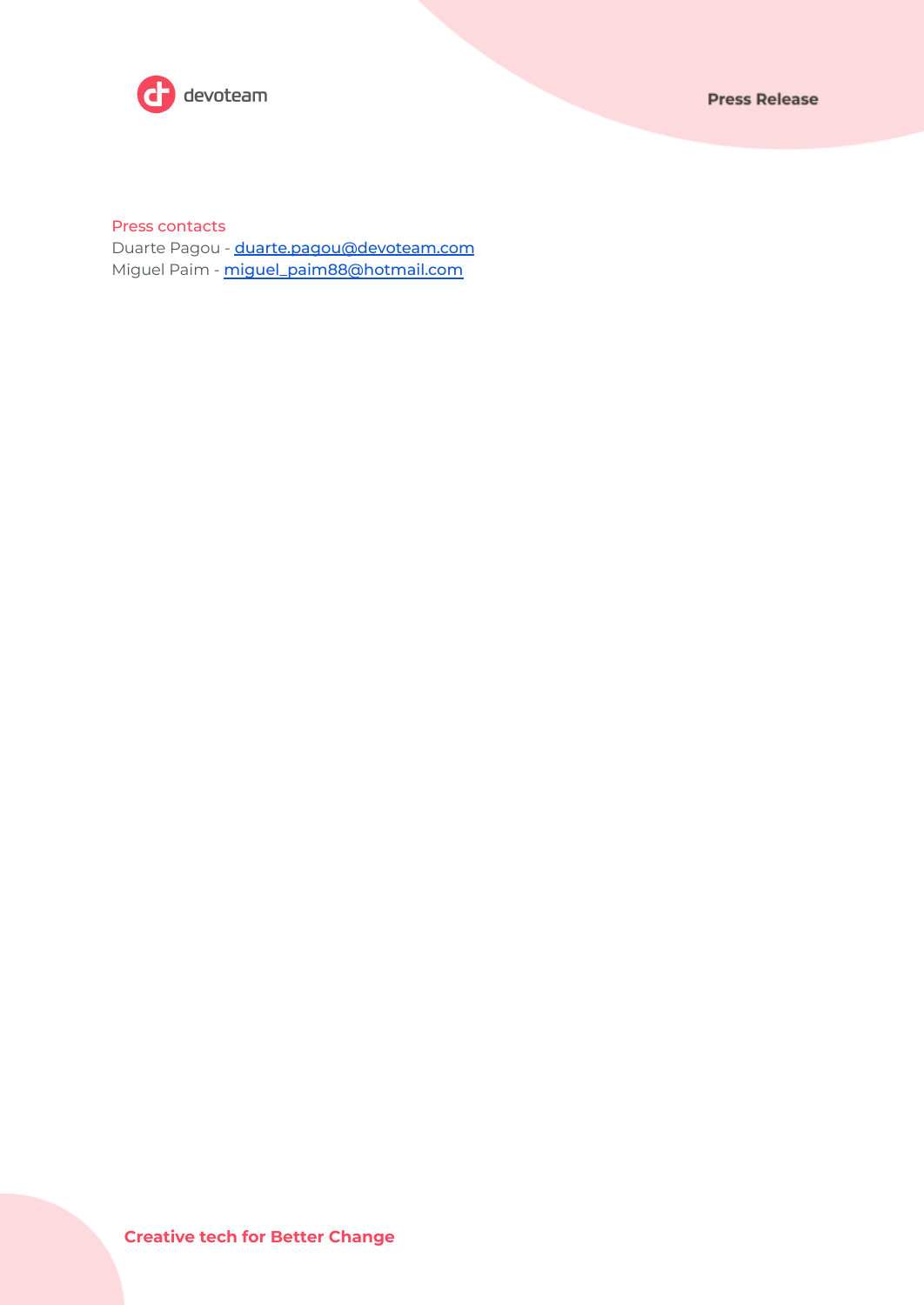Press contacts

Duarte Pagou - duarte.pagou@devoteam.com

Miguel Paim - miguel_paim88@hotmail.com